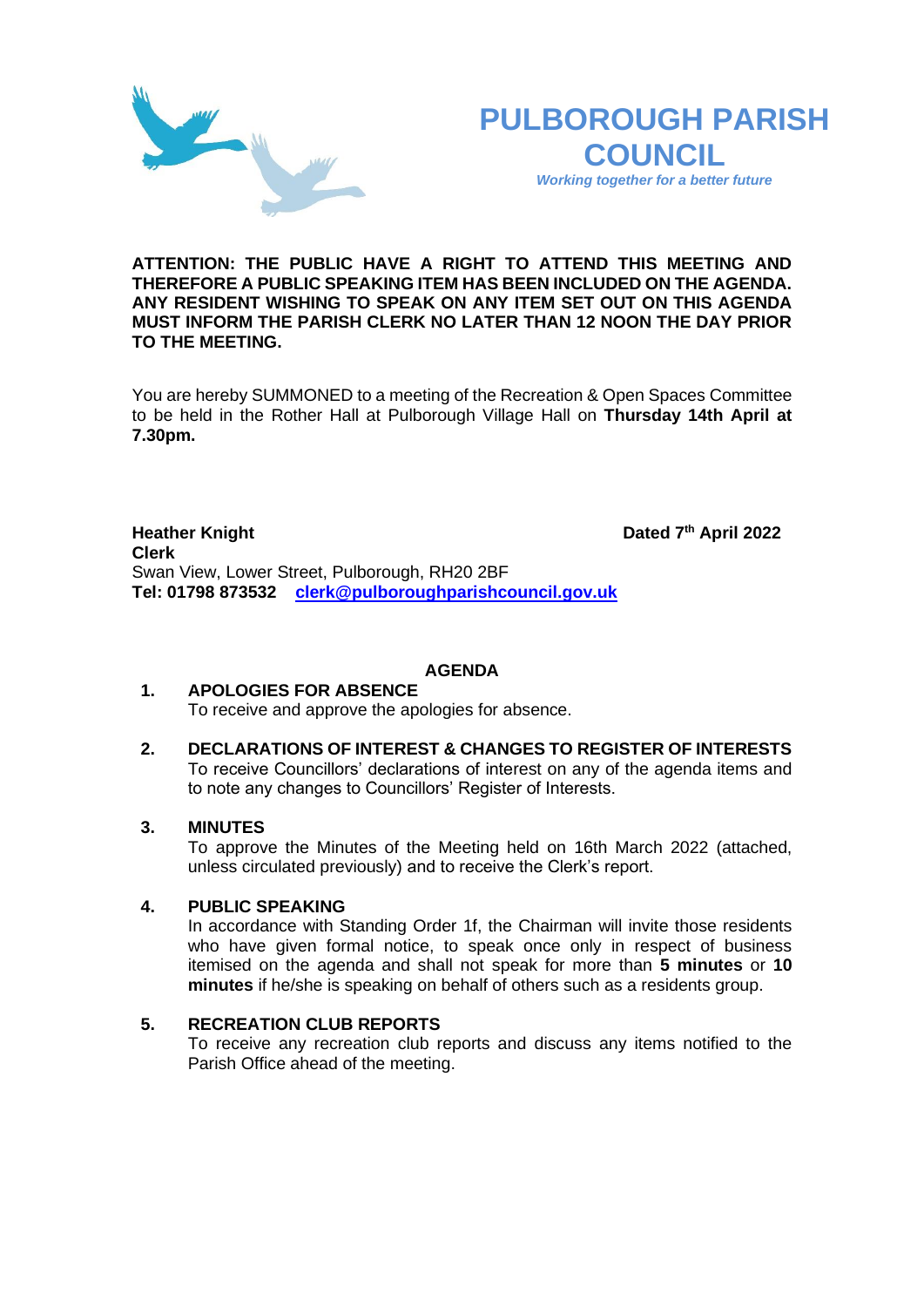# PULBOROUGH PARISH COUNCIL

*Working together for a better future*

**ATTENTION: THE PUBLIC HAVE A RIGHT TO ATTEND THIS MEETING AND THEREFORE A PUBLIC SPEAKING ITEM HAS BEEN INCLUDED ON THE AGENDA. ANY RESIDENT WISHING TO SPEAK ON ANY ITEM SET OUT ON THIS AGENDA MUST INFORM THE PARISH CLERK NO LATER THAN 12 NOON THE DAY PRIOR TO THE MEETING.**

You are hereby SUMMONED to a meeting of the Recreation & Open Spaces Committee to be held in the Rother Hall at Pulborough Village Hall on **Thursday 14th April at 7.30pm.**

**Heather Knight** **Dated 7th April 2022**
**Clerk**
Swan View, Lower Street, Pulborough, RH20 2BF
**Tel: 01798 873532** **clerk@pulboroughparishcouncil.gov.uk**

## AGENDA

1. **APOLOGIES FOR ABSENCE**
   To receive and approve the apologies for absence.

2. **DECLARATIONS OF INTEREST & CHANGES TO REGISTER OF INTERESTS**
   To receive Councillors' declarations of interest on any of the agenda items and to note any changes to Councillors' Register of Interests.

3. **MINUTES**
   To approve the Minutes of the Meeting held on 16th March 2022 (attached, unless circulated previously) and to receive the Clerk's report.

4. **PUBLIC SPEAKING**
   In accordance with Standing Order 1f, the Chairman will invite those residents who have given formal notice, to speak once only in respect of business itemised on the agenda and shall not speak for more than **5 minutes** or **10 minutes** if he/she is speaking on behalf of others such as a residents group.

5. **RECREATION CLUB REPORTS**
   To receive any recreation club reports and discuss any items notified to the Parish Office ahead of the meeting.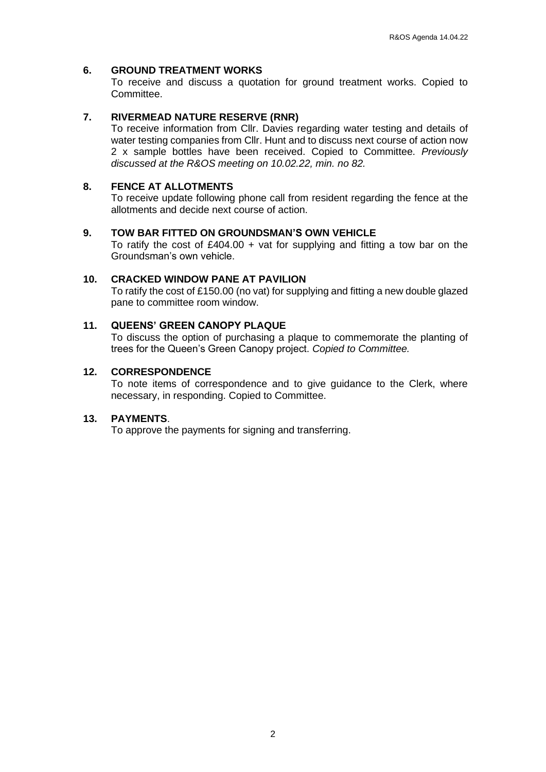## 6. GROUND TREATMENT WORKS

To receive and discuss a quotation for ground treatment works. Copied to Committee.

## 7. RIVERMEAD NATURE RESERVE (RNR)

To receive information from Cllr. Davies regarding water testing and details of water testing companies from Cllr. Hunt and to discuss next course of action now 2 x sample bottles have been received. Copied to Committee. *Previously discussed at the R&OS meeting on 10.02.22, min. no 82.*

## 8. FENCE AT ALLOTMENTS

To receive update following phone call from resident regarding the fence at the allotments and decide next course of action.

## 9. TOW BAR FITTED ON GROUNDSMAN'S OWN VEHICLE

To ratify the cost of £404.00 + vat for supplying and fitting a tow bar on the Groundsman's own vehicle.

## 10. CRACKED WINDOW PANE AT PAVILION

To ratify the cost of £150.00 (no vat) for supplying and fitting a new double glazed pane to committee room window.

## 11. QUEENS' GREEN CANOPY PLAQUE

To discuss the option of purchasing a plaque to commemorate the planting of trees for the Queen's Green Canopy project. *Copied to Committee.*

## 12. CORRESPONDENCE

To note items of correspondence and to give guidance to the Clerk, where necessary, in responding. Copied to Committee.

## 13. PAYMENTS.

To approve the payments for signing and transferring.